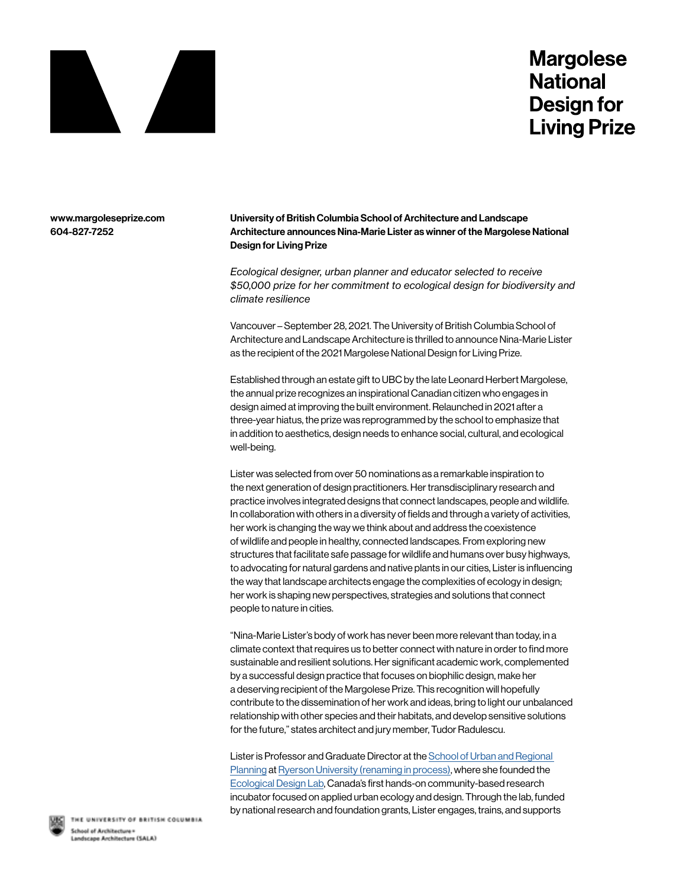# Margolese National Design for Living Prize

www.margoleseprize.com
604-827-7252

**University of British Columbia School of Architecture and Landscape Architecture announces Nina-Marie Lister as winner of the Margolese National Design for Living Prize**

*Ecological designer, urban planner and educator selected to receive $50,000 prize for her commitment to ecological design for biodiversity and climate resilience*

Vancouver – September 28, 2021. The University of British Columbia School of Architecture and Landscape Architecture is thrilled to announce Nina-Marie Lister as the recipient of the 2021 Margolese National Design for Living Prize.

Established through an estate gift to UBC by the late Leonard Herbert Margolese, the annual prize recognizes an inspirational Canadian citizen who engages in design aimed at improving the built environment. Relaunched in 2021 after a three-year hiatus, the prize was reprogrammed by the school to emphasize that in addition to aesthetics, design needs to enhance social, cultural, and ecological well-being.

Lister was selected from over 50 nominations as a remarkable inspiration to the next generation of design practitioners. Her transdisciplinary research and practice involves integrated designs that connect landscapes, people and wildlife. In collaboration with others in a diversity of fields and through a variety of activities, her work is changing the way we think about and address the coexistence of wildlife and people in healthy, connected landscapes. From exploring new structures that facilitate safe passage for wildlife and humans over busy highways, to advocating for natural gardens and native plants in our cities, Lister is influencing the way that landscape architects engage the complexities of ecology in design; her work is shaping new perspectives, strategies and solutions that connect people to nature in cities.

"Nina-Marie Lister's body of work has never been more relevant than today, in a climate context that requires us to better connect with nature in order to find more sustainable and resilient solutions. Her significant academic work, complemented by a successful design practice that focuses on biophilic design, make her a deserving recipient of the Margolese Prize. This recognition will hopefully contribute to the dissemination of her work and ideas, bring to light our unbalanced relationship with other species and their habitats, and develop sensitive solutions for the future," states architect and jury member, Tudor Radulescu.

Lister is Professor and Graduate Director at the School of Urban and Regional Planning at Ryerson University (renaming in process), where she founded the Ecological Design Lab, Canada's first hands-on community-based research incubator focused on applied urban ecology and design. Through the lab, funded by national research and foundation grants, Lister engages, trains, and supports

THE UNIVERSITY OF BRITISH COLUMBIA
School of Architecture + Landscape Architecture (SALA)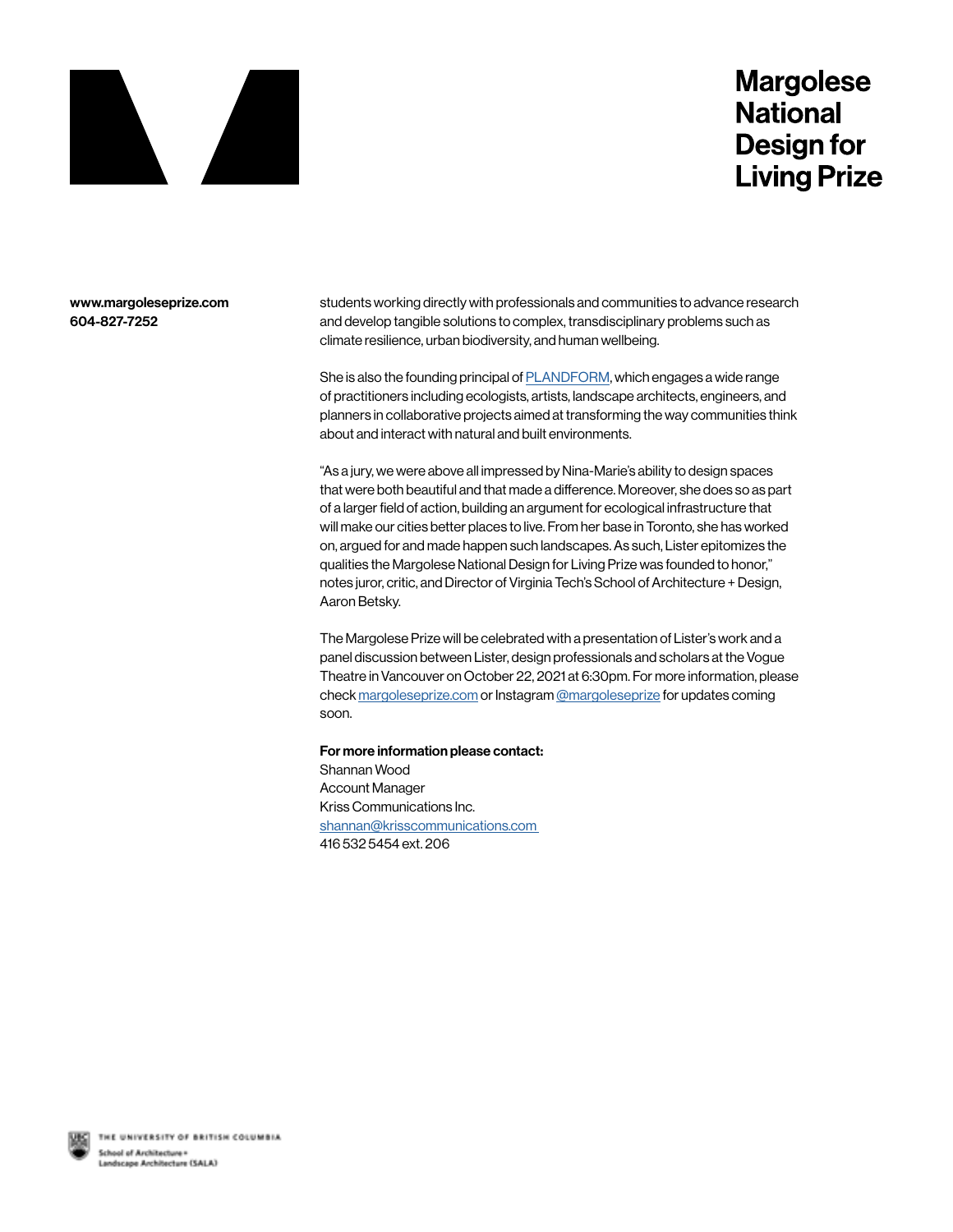students working directly with professionals and communities to advance research and develop tangible solutions to complex, transdisciplinary problems such as climate resilience, urban biodiversity, and human wellbeing.

She is also the founding principal of PLANDFORM, which engages a wide range of practitioners including ecologists, artists, landscape architects, engineers, and planners in collaborative projects aimed at transforming the way communities think about and interact with natural and built environments.

"As a jury, we were above all impressed by Nina-Marie's ability to design spaces that were both beautiful and that made a difference. Moreover, she does so as part of a larger field of action, building an argument for ecological infrastructure that will make our cities better places to live. From her base in Toronto, she has worked on, argued for and made happen such landscapes. As such, Lister epitomizes the qualities the Margolese National Design for Living Prize was founded to honor," notes juror, critic, and Director of Virginia Tech's School of Architecture + Design, Aaron Betsky.

The Margolese Prize will be celebrated with a presentation of Lister's work and a panel discussion between Lister, design professionals and scholars at the Vogue Theatre in Vancouver on October 22, 2021 at 6:30pm. For more information, please check margoleseprize.com or Instagram @margoleseprize for updates coming soon.

**For more information please contact:**
Shannan Wood
Account Manager
Kriss Communications Inc.
shannan@krisscommunications.com
416 532 5454 ext. 206